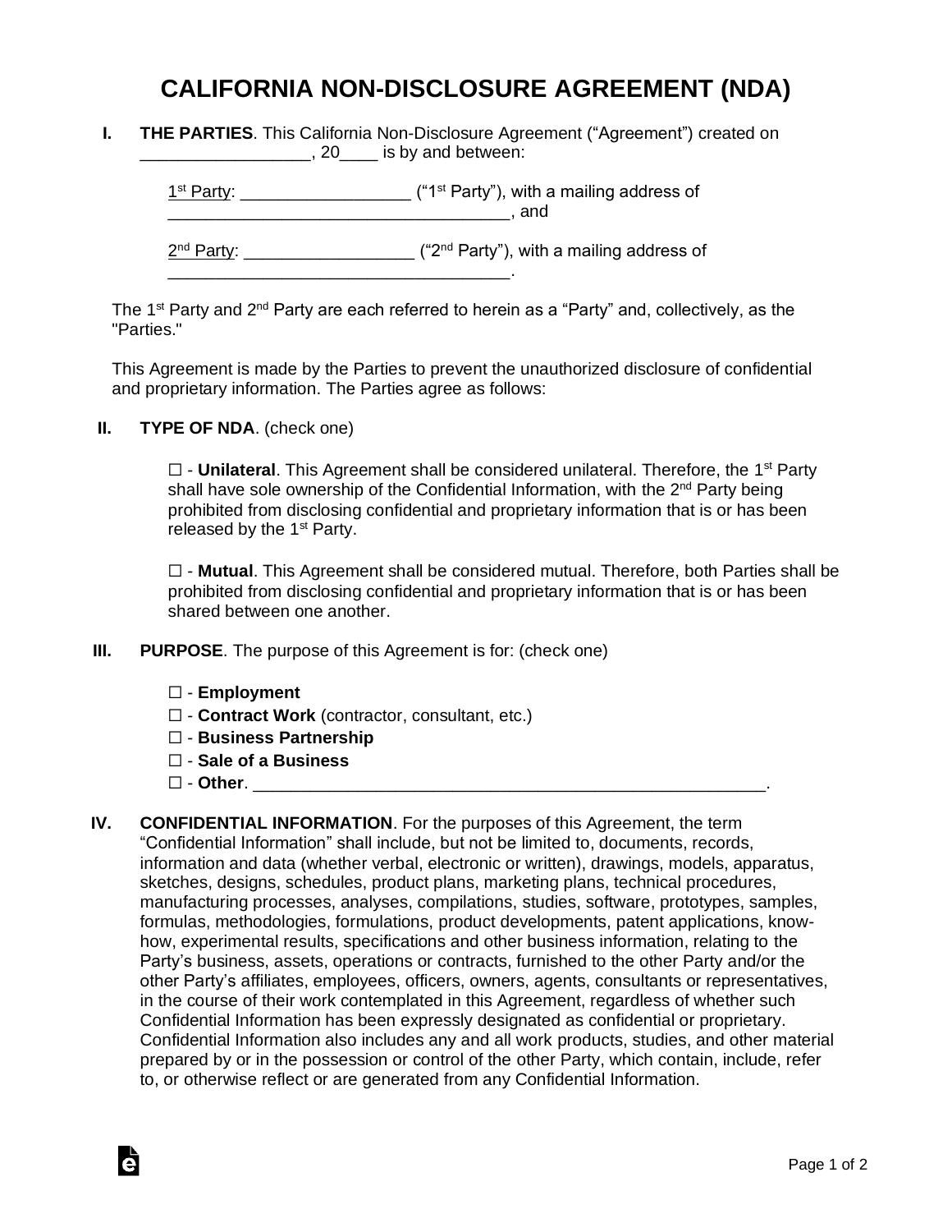# CALIFORNIA NON-DISCLOSURE AGREEMENT (NDA)

**I. THE PARTIES**. This California Non-Disclosure Agreement ("Agreement") created on __________________, 20____ is by and between:

1st Party: _________________ ("1st Party"), with a mailing address of ____________________________________, and

2nd Party: _________________ ("2nd Party"), with a mailing address of ____________________________________.

The 1st Party and 2nd Party are each referred to herein as a "Party" and, collectively, as the "Parties."

This Agreement is made by the Parties to prevent the unauthorized disclosure of confidential and proprietary information. The Parties agree as follows:

**II. TYPE OF NDA**. (check one)

☐ - **Unilateral**. This Agreement shall be considered unilateral. Therefore, the 1st Party shall have sole ownership of the Confidential Information, with the 2nd Party being prohibited from disclosing confidential and proprietary information that is or has been released by the 1st Party.

☐ - **Mutual**. This Agreement shall be considered mutual. Therefore, both Parties shall be prohibited from disclosing confidential and proprietary information that is or has been shared between one another.

**III. PURPOSE**. The purpose of this Agreement is for: (check one)

☐ - **Employment**
☐ - **Contract Work** (contractor, consultant, etc.)
☐ - **Business Partnership**
☐ - **Sale of a Business**
☐ - **Other**. _______________________________________________________.

**IV. CONFIDENTIAL INFORMATION**. For the purposes of this Agreement, the term "Confidential Information" shall include, but not be limited to, documents, records, information and data (whether verbal, electronic or written), drawings, models, apparatus, sketches, designs, schedules, product plans, marketing plans, technical procedures, manufacturing processes, analyses, compilations, studies, software, prototypes, samples, formulas, methodologies, formulations, product developments, patent applications, know-how, experimental results, specifications and other business information, relating to the Party's business, assets, operations or contracts, furnished to the other Party and/or the other Party's affiliates, employees, officers, owners, agents, consultants or representatives, in the course of their work contemplated in this Agreement, regardless of whether such Confidential Information has been expressly designated as confidential or proprietary. Confidential Information also includes any and all work products, studies, and other material prepared by or in the possession or control of the other Party, which contain, include, refer to, or otherwise reflect or are generated from any Confidential Information.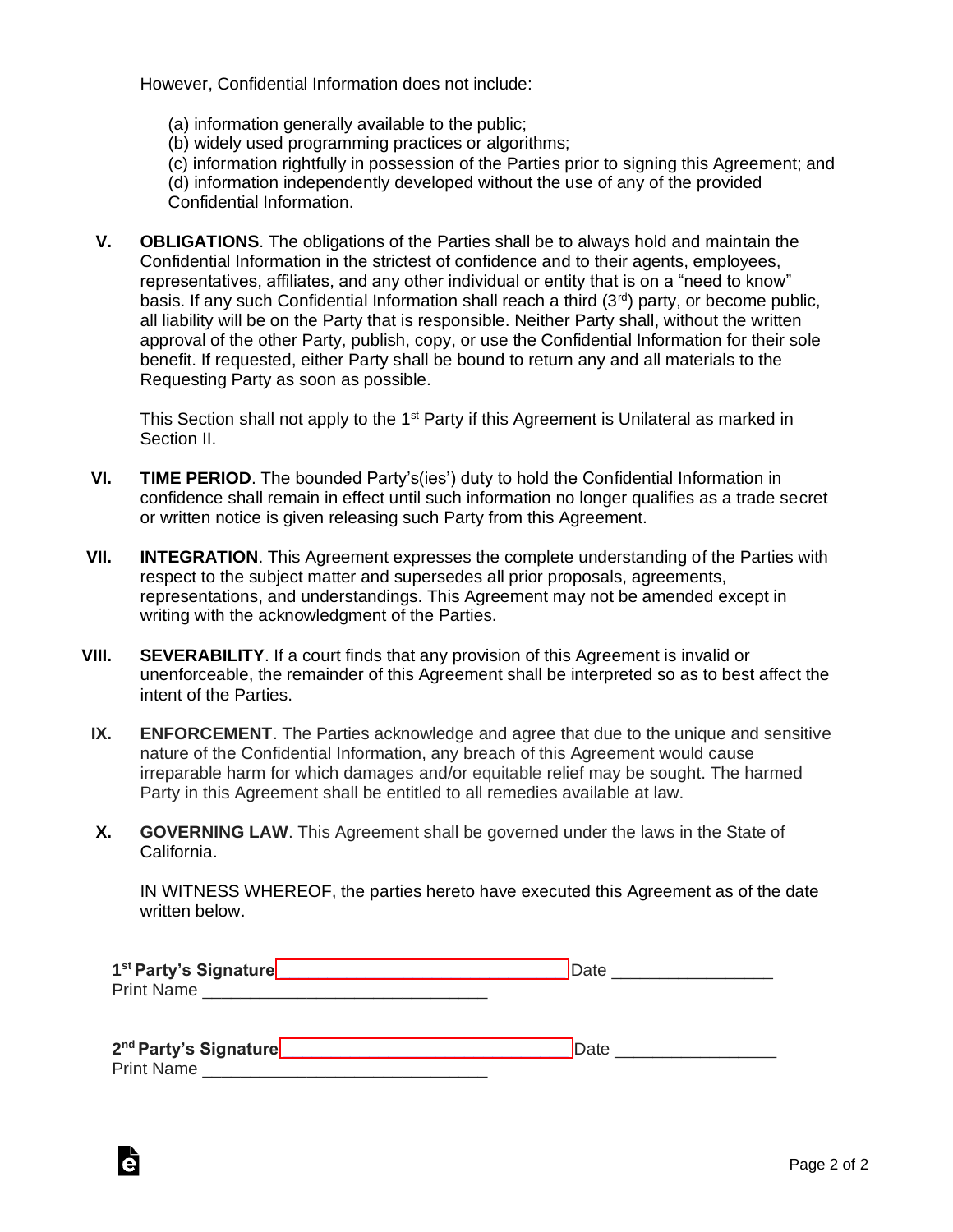However, Confidential Information does not include:

(a) information generally available to the public;
(b) widely used programming practices or algorithms;
(c) information rightfully in possession of the Parties prior to signing this Agreement; and
(d) information independently developed without the use of any of the provided Confidential Information.

**V. OBLIGATIONS**. The obligations of the Parties shall be to always hold and maintain the Confidential Information in the strictest of confidence and to their agents, employees, representatives, affiliates, and any other individual or entity that is on a "need to know" basis. If any such Confidential Information shall reach a third (3rd) party, or become public, all liability will be on the Party that is responsible. Neither Party shall, without the written approval of the other Party, publish, copy, or use the Confidential Information for their sole benefit. If requested, either Party shall be bound to return any and all materials to the Requesting Party as soon as possible.

This Section shall not apply to the 1st Party if this Agreement is Unilateral as marked in Section II.

**VI. TIME PERIOD**. The bounded Party's(ies') duty to hold the Confidential Information in confidence shall remain in effect until such information no longer qualifies as a trade secret or written notice is given releasing such Party from this Agreement.

**VII. INTEGRATION**. This Agreement expresses the complete understanding of the Parties with respect to the subject matter and supersedes all prior proposals, agreements, representations, and understandings. This Agreement may not be amended except in writing with the acknowledgment of the Parties.

**VIII. SEVERABILITY**. If a court finds that any provision of this Agreement is invalid or unenforceable, the remainder of this Agreement shall be interpreted so as to best affect the intent of the Parties.

**IX. ENFORCEMENT**. The Parties acknowledge and agree that due to the unique and sensitive nature of the Confidential Information, any breach of this Agreement would cause irreparable harm for which damages and/or equitable relief may be sought. The harmed Party in this Agreement shall be entitled to all remedies available at law.

**X. GOVERNING LAW**. This Agreement shall be governed under the laws in the State of California.

IN WITNESS WHEREOF, the parties hereto have executed this Agreement as of the date written below.

**1st Party's Signature** ______________________________ Date ________________
Print Name ______________________________

**2nd Party's Signature** ______________________________ Date ________________
Print Name ______________________________